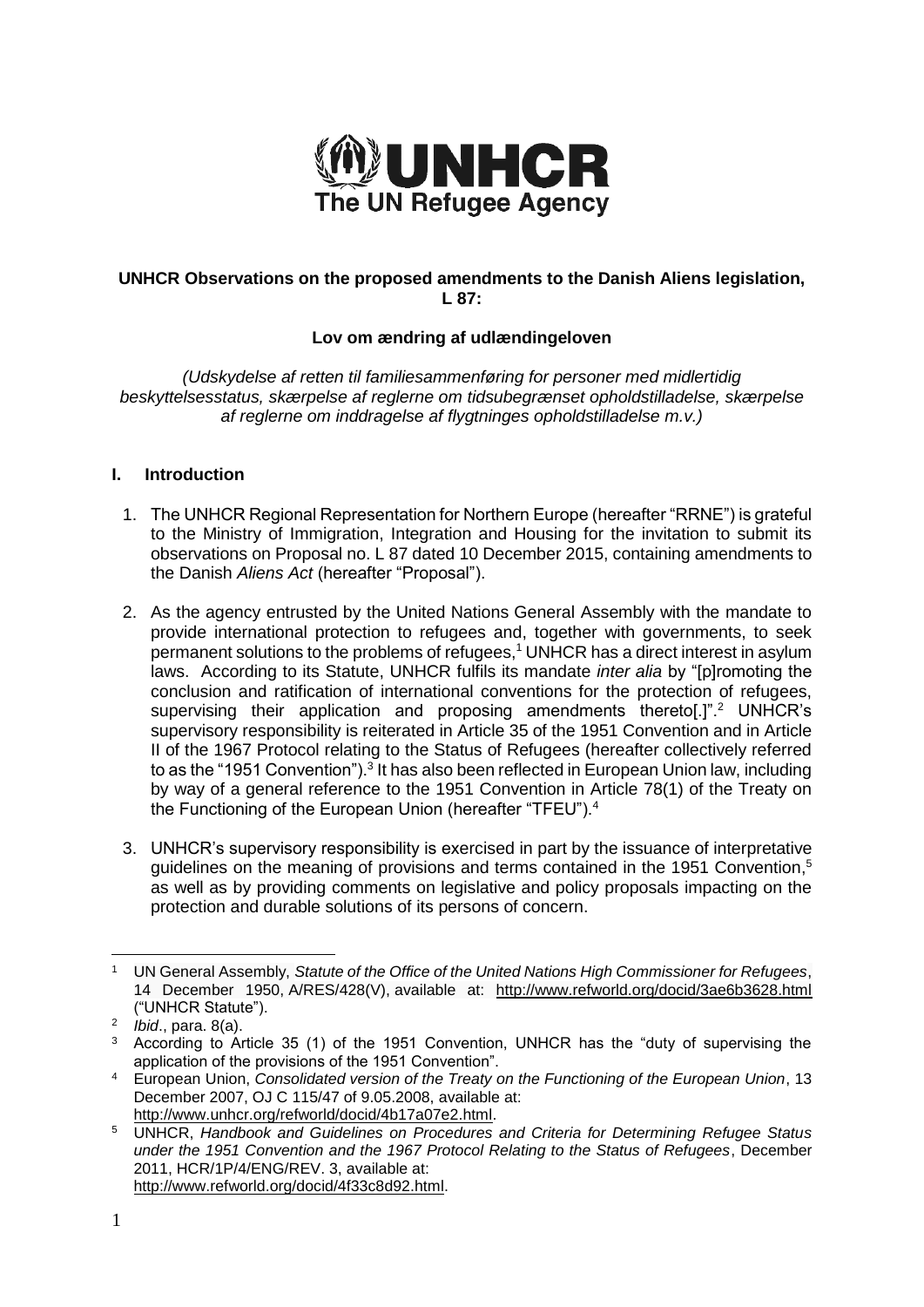**UNHCR Observations on the proposed amendments to the Danish Aliens legislation, L 87:**

**Lov om ændring af udlændingeloven**

*(Udskydelse af retten til familiesammenføring for personer med midlertidig beskyttelsesstatus, skærpelse af reglerne om tidsubegrænset opholdstilladelse, skærpelse af reglerne om inddragelse af flygtninges opholdstilladelse m.v.)*

## I. Introduction

1. The UNHCR Regional Representation for Northern Europe (hereafter "RRNE") is grateful to the Ministry of Immigration, Integration and Housing for the invitation to submit its observations on Proposal no. L 87 dated 10 December 2015, containing amendments to the Danish *Aliens Act* (hereafter "Proposal").

2. As the agency entrusted by the United Nations General Assembly with the mandate to provide international protection to refugees and, together with governments, to seek permanent solutions to the problems of refugees,[1] UNHCR has a direct interest in asylum laws. According to its Statute, UNHCR fulfils its mandate *inter alia* by "[p]romoting the conclusion and ratification of international conventions for the protection of refugees, supervising their application and proposing amendments thereto[.]".[2] UNHCR's supervisory responsibility is reiterated in Article 35 of the 1951 Convention and in Article II of the 1967 Protocol relating to the Status of Refugees (hereafter collectively referred to as the "1951 Convention").[3] It has also been reflected in European Union law, including by way of a general reference to the 1951 Convention in Article 78(1) of the Treaty on the Functioning of the European Union (hereafter "TFEU").[4]

3. UNHCR's supervisory responsibility is exercised in part by the issuance of interpretative guidelines on the meaning of provisions and terms contained in the 1951 Convention,[5] as well as by providing comments on legislative and policy proposals impacting on the protection and durable solutions of its persons of concern.

---

[1] UN General Assembly, *Statute of the Office of the United Nations High Commissioner for Refugees*, 14 December 1950, A/RES/428(V), available at: http://www.refworld.org/docid/3ae6b3628.html ("UNHCR Statute").

[2] *Ibid*., para. 8(a).

[3] According to Article 35 (1) of the 1951 Convention, UNHCR has the "duty of supervising the application of the provisions of the 1951 Convention".

[4] European Union, *Consolidated version of the Treaty on the Functioning of the European Union*, 13 December 2007, OJ C 115/47 of 9.05.2008, available at: http://www.unhcr.org/refworld/docid/4b17a07e2.html.

[5] UNHCR, *Handbook and Guidelines on Procedures and Criteria for Determining Refugee Status under the 1951 Convention and the 1967 Protocol Relating to the Status of Refugees*, December 2011, HCR/1P/4/ENG/REV. 3, available at: http://www.refworld.org/docid/4f33c8d92.html.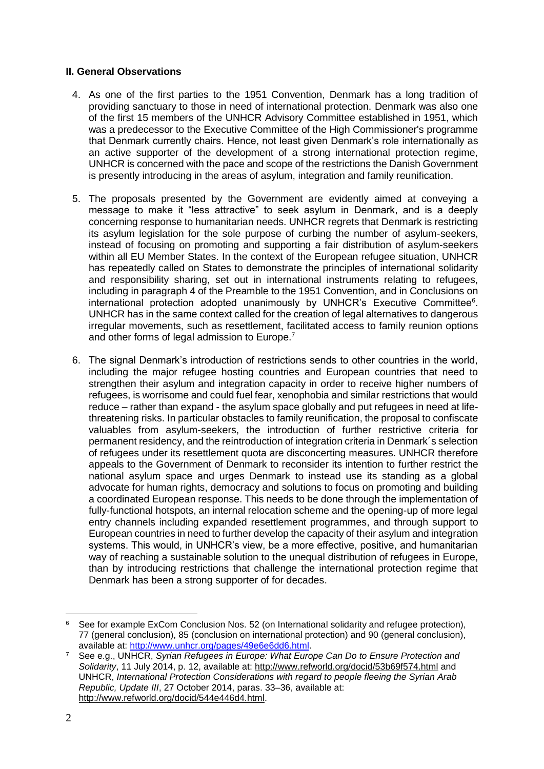## II. General Observations

4. As one of the first parties to the 1951 Convention, Denmark has a long tradition of providing sanctuary to those in need of international protection. Denmark was also one of the first 15 members of the UNHCR Advisory Committee established in 1951, which was a predecessor to the Executive Committee of the High Commissioner's programme that Denmark currently chairs. Hence, not least given Denmark's role internationally as an active supporter of the development of a strong international protection regime, UNHCR is concerned with the pace and scope of the restrictions the Danish Government is presently introducing in the areas of asylum, integration and family reunification.

5. The proposals presented by the Government are evidently aimed at conveying a message to make it "less attractive" to seek asylum in Denmark, and is a deeply concerning response to humanitarian needs. UNHCR regrets that Denmark is restricting its asylum legislation for the sole purpose of curbing the number of asylum-seekers, instead of focusing on promoting and supporting a fair distribution of asylum-seekers within all EU Member States. In the context of the European refugee situation, UNHCR has repeatedly called on States to demonstrate the principles of international solidarity and responsibility sharing, set out in international instruments relating to refugees, including in paragraph 4 of the Preamble to the 1951 Convention, and in Conclusions on international protection adopted unanimously by UNHCR's Executive Committee[6]. UNHCR has in the same context called for the creation of legal alternatives to dangerous irregular movements, such as resettlement, facilitated access to family reunion options and other forms of legal admission to Europe.[7]

6. The signal Denmark's introduction of restrictions sends to other countries in the world, including the major refugee hosting countries and European countries that need to strengthen their asylum and integration capacity in order to receive higher numbers of refugees, is worrisome and could fuel fear, xenophobia and similar restrictions that would reduce – rather than expand - the asylum space globally and put refugees in need at life-threatening risks. In particular obstacles to family reunification, the proposal to confiscate valuables from asylum-seekers, the introduction of further restrictive criteria for permanent residency, and the reintroduction of integration criteria in Denmark´s selection of refugees under its resettlement quota are disconcerting measures. UNHCR therefore appeals to the Government of Denmark to reconsider its intention to further restrict the national asylum space and urges Denmark to instead use its standing as a global advocate for human rights, democracy and solutions to focus on promoting and building a coordinated European response. This needs to be done through the implementation of fully-functional hotspots, an internal relocation scheme and the opening-up of more legal entry channels including expanded resettlement programmes, and through support to European countries in need to further develop the capacity of their asylum and integration systems. This would, in UNHCR's view, be a more effective, positive, and humanitarian way of reaching a sustainable solution to the unequal distribution of refugees in Europe, than by introducing restrictions that challenge the international protection regime that Denmark has been a strong supporter of for decades.

---

[6] See for example ExCom Conclusion Nos. 52 (on International solidarity and refugee protection), 77 (general conclusion), 85 (conclusion on international protection) and 90 (general conclusion), available at: http://www.unhcr.org/pages/49e6e6dd6.html.

[7] See e.g., UNHCR, *Syrian Refugees in Europe: What Europe Can Do to Ensure Protection and Solidarity*, 11 July 2014, p. 12, available at: http://www.refworld.org/docid/53b69f574.html and UNHCR, *International Protection Considerations with regard to people fleeing the Syrian Arab Republic, Update III*, 27 October 2014, paras. 33–36, available at: http://www.refworld.org/docid/544e446d4.html.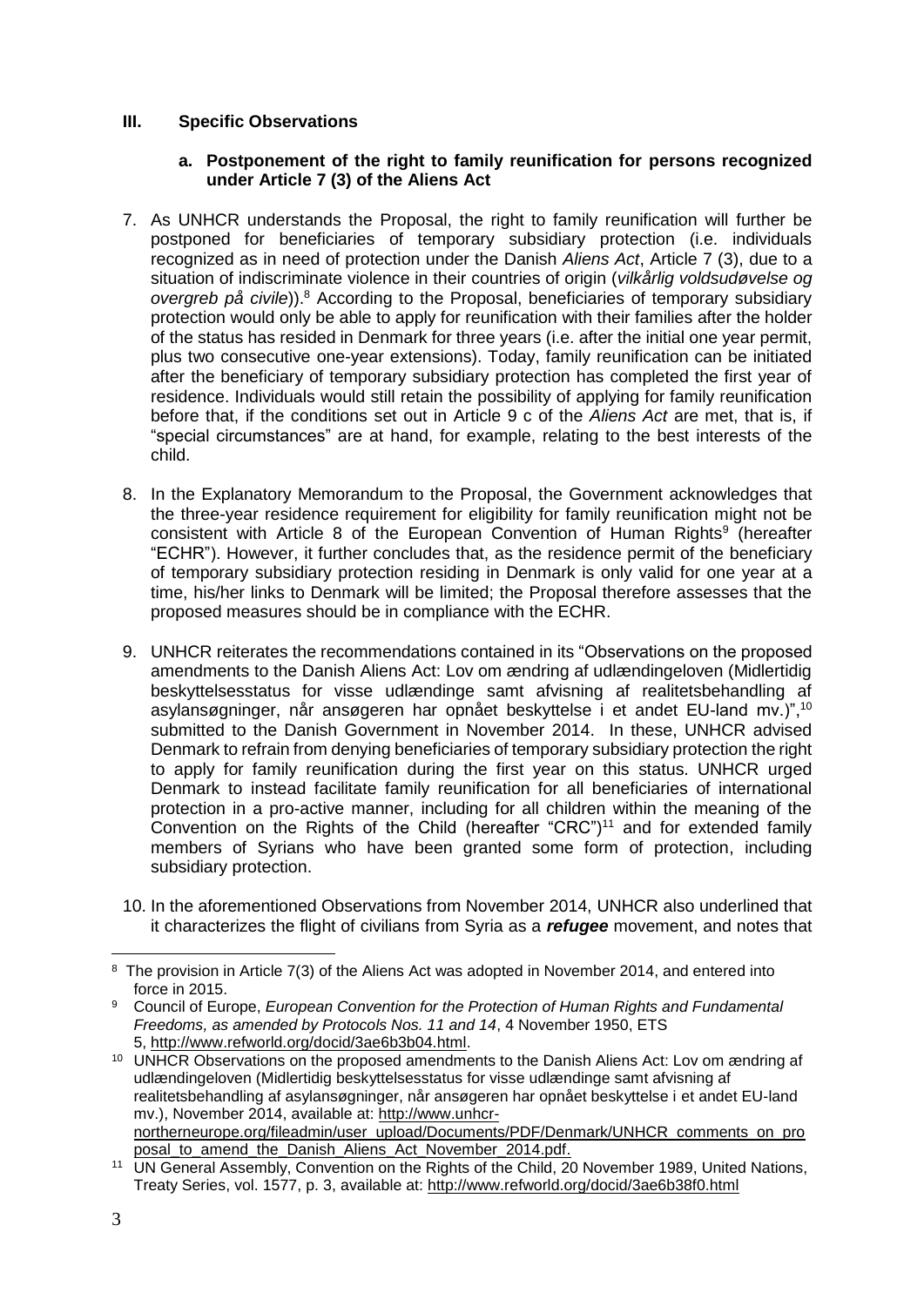## III. Specific Observations

### a. Postponement of the right to family reunification for persons recognized under Article 7 (3) of the Aliens Act

7. As UNHCR understands the Proposal, the right to family reunification will further be postponed for beneficiaries of temporary subsidiary protection (i.e. individuals recognized as in need of protection under the Danish *Aliens Act*, Article 7 (3), due to a situation of indiscriminate violence in their countries of origin (*vilkårlig voldsudøvelse og overgreb på civile*)).[8] According to the Proposal, beneficiaries of temporary subsidiary protection would only be able to apply for reunification with their families after the holder of the status has resided in Denmark for three years (i.e. after the initial one year permit, plus two consecutive one-year extensions). Today, family reunification can be initiated after the beneficiary of temporary subsidiary protection has completed the first year of residence. Individuals would still retain the possibility of applying for family reunification before that, if the conditions set out in Article 9 c of the *Aliens Act* are met, that is, if "special circumstances" are at hand, for example, relating to the best interests of the child.

8. In the Explanatory Memorandum to the Proposal, the Government acknowledges that the three-year residence requirement for eligibility for family reunification might not be consistent with Article 8 of the European Convention of Human Rights[9] (hereafter "ECHR"). However, it further concludes that, as the residence permit of the beneficiary of temporary subsidiary protection residing in Denmark is only valid for one year at a time, his/her links to Denmark will be limited; the Proposal therefore assesses that the proposed measures should be in compliance with the ECHR.

9. UNHCR reiterates the recommendations contained in its "Observations on the proposed amendments to the Danish Aliens Act: Lov om ændring af udlændingeloven (Midlertidig beskyttelsesstatus for visse udlændinge samt afvisning af realitetsbehandling af asylansøgninger, når ansøgeren har opnået beskyttelse i et andet EU-land mv.)",[10] submitted to the Danish Government in November 2014. In these, UNHCR advised Denmark to refrain from denying beneficiaries of temporary subsidiary protection the right to apply for family reunification during the first year on this status. UNHCR urged Denmark to instead facilitate family reunification for all beneficiaries of international protection in a pro-active manner, including for all children within the meaning of the Convention on the Rights of the Child (hereafter "CRC")[11] and for extended family members of Syrians who have been granted some form of protection, including subsidiary protection.

10. In the aforementioned Observations from November 2014, UNHCR also underlined that it characterizes the flight of civilians from Syria as a ***refugee*** movement, and notes that

---

[8] The provision in Article 7(3) of the Aliens Act was adopted in November 2014, and entered into force in 2015.

[9] Council of Europe, *European Convention for the Protection of Human Rights and Fundamental Freedoms, as amended by Protocols Nos. 11 and 14*, 4 November 1950, ETS 5, http://www.refworld.org/docid/3ae6b3b04.html.

[10] UNHCR Observations on the proposed amendments to the Danish Aliens Act: Lov om ændring af udlændingeloven (Midlertidig beskyttelsesstatus for visse udlændinge samt afvisning af realitetsbehandling af asylansøgninger, når ansøgeren har opnået beskyttelse i et andet EU-land mv.), November 2014, available at: http://www.unhcr-northerneurope.org/fileadmin/user_upload/Documents/PDF/Denmark/UNHCR_comments_on_proposal_to_amend_the_Danish_Aliens_Act_November_2014.pdf.

[11] UN General Assembly, Convention on the Rights of the Child, 20 November 1989, United Nations, Treaty Series, vol. 1577, p. 3, available at: http://www.refworld.org/docid/3ae6b38f0.html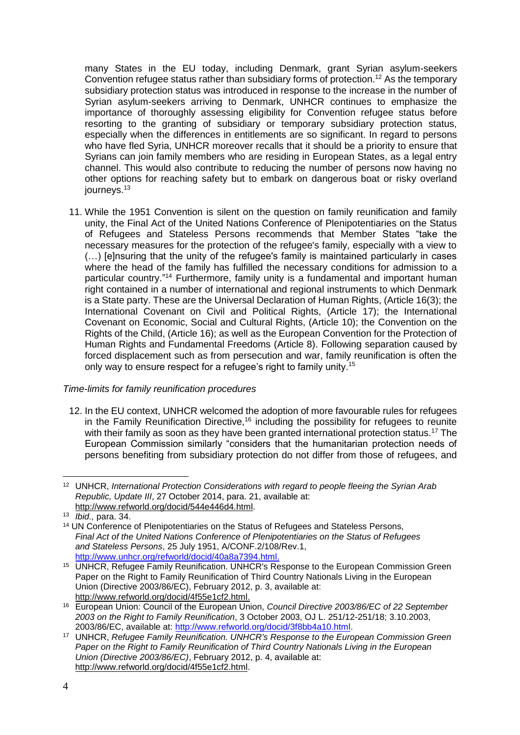many States in the EU today, including Denmark, grant Syrian asylum-seekers Convention refugee status rather than subsidiary forms of protection.[12] As the temporary subsidiary protection status was introduced in response to the increase in the number of Syrian asylum-seekers arriving to Denmark, UNHCR continues to emphasize the importance of thoroughly assessing eligibility for Convention refugee status before resorting to the granting of subsidiary or temporary subsidiary protection status, especially when the differences in entitlements are so significant. In regard to persons who have fled Syria, UNHCR moreover recalls that it should be a priority to ensure that Syrians can join family members who are residing in European States, as a legal entry channel. This would also contribute to reducing the number of persons now having no other options for reaching safety but to embark on dangerous boat or risky overland journeys.[13]

11. While the 1951 Convention is silent on the question on family reunification and family unity, the Final Act of the United Nations Conference of Plenipotentiaries on the Status of Refugees and Stateless Persons recommends that Member States "take the necessary measures for the protection of the refugee's family, especially with a view to (…) [e]nsuring that the unity of the refugee's family is maintained particularly in cases where the head of the family has fulfilled the necessary conditions for admission to a particular country."[14] Furthermore, family unity is a fundamental and important human right contained in a number of international and regional instruments to which Denmark is a State party. These are the Universal Declaration of Human Rights, (Article 16(3); the International Covenant on Civil and Political Rights, (Article 17); the International Covenant on Economic, Social and Cultural Rights, (Article 10); the Convention on the Rights of the Child, (Article 16); as well as the European Convention for the Protection of Human Rights and Fundamental Freedoms (Article 8). Following separation caused by forced displacement such as from persecution and war, family reunification is often the only way to ensure respect for a refugee's right to family unity.[15]

*Time-limits for family reunification procedures*

12. In the EU context, UNHCR welcomed the adoption of more favourable rules for refugees in the Family Reunification Directive,[16] including the possibility for refugees to reunite with their family as soon as they have been granted international protection status.[17] The European Commission similarly "considers that the humanitarian protection needs of persons benefiting from subsidiary protection do not differ from those of refugees, and

---

[12] UNHCR, *International Protection Considerations with regard to people fleeing the Syrian Arab Republic, Update III*, 27 October 2014, para. 21, available at: http://www.refworld.org/docid/544e446d4.html.

[13] *Ibid.,* para. 34.

[14] UN Conference of Plenipotentiaries on the Status of Refugees and Stateless Persons, *Final Act of the United Nations Conference of Plenipotentiaries on the Status of Refugees and Stateless Persons*, 25 July 1951, A/CONF.2/108/Rev.1, http://www.unhcr.org/refworld/docid/40a8a7394.html.

[15] UNHCR, Refugee Family Reunification. UNHCR's Response to the European Commission Green Paper on the Right to Family Reunification of Third Country Nationals Living in the European Union (Directive 2003/86/EC), February 2012, p. 3, available at: http://www.refworld.org/docid/4f55e1cf2.html.

[16] European Union: Council of the European Union, *Council Directive 2003/86/EC of 22 September 2003 on the Right to Family Reunification*, 3 October 2003, OJ L. 251/12-251/18; 3.10.2003, 2003/86/EC, available at: http://www.refworld.org/docid/3f8bb4a10.html.

[17] UNHCR, *Refugee Family Reunification. UNHCR's Response to the European Commission Green Paper on the Right to Family Reunification of Third Country Nationals Living in the European Union (Directive 2003/86/EC)*, February 2012, p. 4, available at: http://www.refworld.org/docid/4f55e1cf2.html.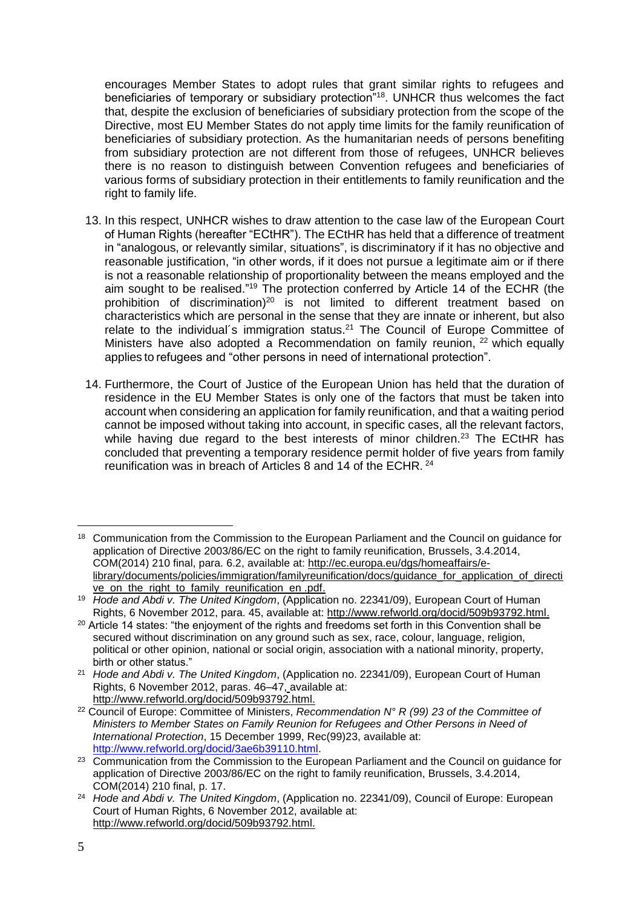encourages Member States to adopt rules that grant similar rights to refugees and beneficiaries of temporary or subsidiary protection"[18]. UNHCR thus welcomes the fact that, despite the exclusion of beneficiaries of subsidiary protection from the scope of the Directive, most EU Member States do not apply time limits for the family reunification of beneficiaries of subsidiary protection. As the humanitarian needs of persons benefiting from subsidiary protection are not different from those of refugees, UNHCR believes there is no reason to distinguish between Convention refugees and beneficiaries of various forms of subsidiary protection in their entitlements to family reunification and the right to family life.

13. In this respect, UNHCR wishes to draw attention to the case law of the European Court of Human Rights (hereafter "ECtHR"). The ECtHR has held that a difference of treatment in "analogous, or relevantly similar, situations", is discriminatory if it has no objective and reasonable justification, "in other words, if it does not pursue a legitimate aim or if there is not a reasonable relationship of proportionality between the means employed and the aim sought to be realised."[19] The protection conferred by Article 14 of the ECHR (the prohibition of discrimination)[20] is not limited to different treatment based on characteristics which are personal in the sense that they are innate or inherent, but also relate to the individual´s immigration status.[21] The Council of Europe Committee of Ministers have also adopted a Recommendation on family reunion, [22] which equally applies to refugees and "other persons in need of international protection".

14. Furthermore, the Court of Justice of the European Union has held that the duration of residence in the EU Member States is only one of the factors that must be taken into account when considering an application for family reunification, and that a waiting period cannot be imposed without taking into account, in specific cases, all the relevant factors, while having due regard to the best interests of minor children.[23] The ECtHR has concluded that preventing a temporary residence permit holder of five years from family reunification was in breach of Articles 8 and 14 of the ECHR. [24]

---

[18] Communication from the Commission to the European Parliament and the Council on guidance for application of Directive 2003/86/EC on the right to family reunification, Brussels, 3.4.2014, COM(2014) 210 final, para. 6.2, available at: http://ec.europa.eu/dgs/homeaffairs/e-library/documents/policies/immigration/familyreunification/docs/guidance_for_application_of_directive_on_the_right_to_family_reunification_en .pdf.

[19] *Hode and Abdi v. The United Kingdom*, (Application no. 22341/09), European Court of Human Rights, 6 November 2012, para. 45, available at: http://www.refworld.org/docid/509b93792.html.

[20] Article 14 states: "the enjoyment of the rights and freedoms set forth in this Convention shall be secured without discrimination on any ground such as sex, race, colour, language, religion, political or other opinion, national or social origin, association with a national minority, property, birth or other status."

[21] *Hode and Abdi v. The United Kingdom*, (Application no. 22341/09), European Court of Human Rights, 6 November 2012, paras. 46–47, available at: http://www.refworld.org/docid/509b93792.html.

[22] Council of Europe: Committee of Ministers, *Recommendation N° R (99) 23 of the Committee of Ministers to Member States on Family Reunion for Refugees and Other Persons in Need of International Protection*, 15 December 1999, Rec(99)23, available at: http://www.refworld.org/docid/3ae6b39110.html.

[23] Communication from the Commission to the European Parliament and the Council on guidance for application of Directive 2003/86/EC on the right to family reunification, Brussels, 3.4.2014, COM(2014) 210 final, p. 17.

[24] *Hode and Abdi v. The United Kingdom*, (Application no. 22341/09), Council of Europe: European Court of Human Rights, 6 November 2012, available at: http://www.refworld.org/docid/509b93792.html.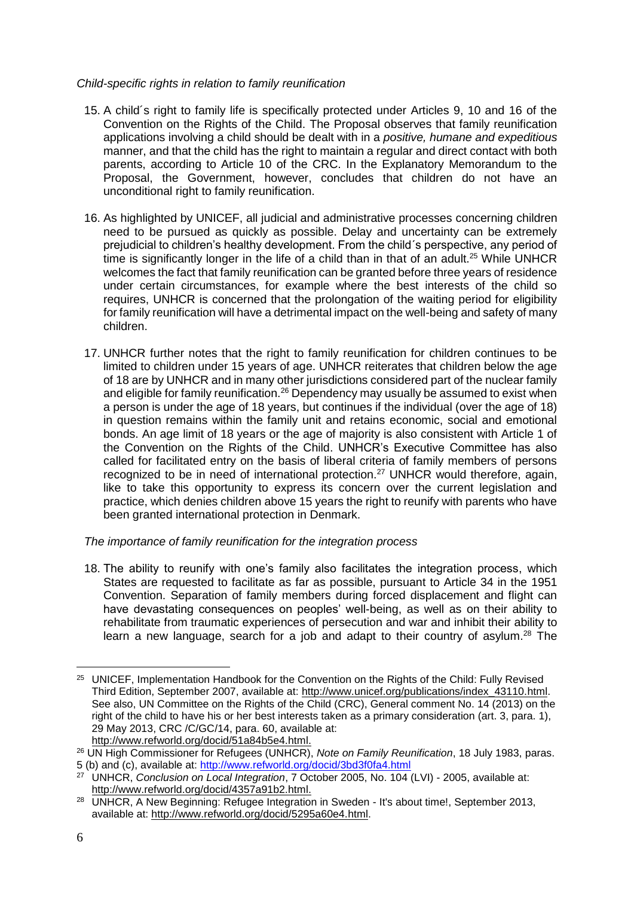*Child-specific rights in relation to family reunification*

15. A child´s right to family life is specifically protected under Articles 9, 10 and 16 of the Convention on the Rights of the Child. The Proposal observes that family reunification applications involving a child should be dealt with in a *positive, humane and expeditious* manner, and that the child has the right to maintain a regular and direct contact with both parents, according to Article 10 of the CRC. In the Explanatory Memorandum to the Proposal, the Government, however, concludes that children do not have an unconditional right to family reunification.

16. As highlighted by UNICEF, all judicial and administrative processes concerning children need to be pursued as quickly as possible. Delay and uncertainty can be extremely prejudicial to children's healthy development. From the child´s perspective, any period of time is significantly longer in the life of a child than in that of an adult.[25] While UNHCR welcomes the fact that family reunification can be granted before three years of residence under certain circumstances, for example where the best interests of the child so requires, UNHCR is concerned that the prolongation of the waiting period for eligibility for family reunification will have a detrimental impact on the well-being and safety of many children.

17. UNHCR further notes that the right to family reunification for children continues to be limited to children under 15 years of age. UNHCR reiterates that children below the age of 18 are by UNHCR and in many other jurisdictions considered part of the nuclear family and eligible for family reunification.[26] Dependency may usually be assumed to exist when a person is under the age of 18 years, but continues if the individual (over the age of 18) in question remains within the family unit and retains economic, social and emotional bonds. An age limit of 18 years or the age of majority is also consistent with Article 1 of the Convention on the Rights of the Child. UNHCR's Executive Committee has also called for facilitated entry on the basis of liberal criteria of family members of persons recognized to be in need of international protection.[27] UNHCR would therefore, again, like to take this opportunity to express its concern over the current legislation and practice, which denies children above 15 years the right to reunify with parents who have been granted international protection in Denmark.

*The importance of family reunification for the integration process*

18. The ability to reunify with one's family also facilitates the integration process, which States are requested to facilitate as far as possible, pursuant to Article 34 in the 1951 Convention. Separation of family members during forced displacement and flight can have devastating consequences on peoples' well-being, as well as on their ability to rehabilitate from traumatic experiences of persecution and war and inhibit their ability to learn a new language, search for a job and adapt to their country of asylum.[28] The

---

[25] UNICEF, Implementation Handbook for the Convention on the Rights of the Child: Fully Revised Third Edition, September 2007, available at: http://www.unicef.org/publications/index_43110.html. See also, UN Committee on the Rights of the Child (CRC), General comment No. 14 (2013) on the right of the child to have his or her best interests taken as a primary consideration (art. 3, para. 1), 29 May 2013, CRC /C/GC/14, para. 60, available at: http://www.refworld.org/docid/51a84b5e4.html.

[26] UN High Commissioner for Refugees (UNHCR), *Note on Family Reunification*, 18 July 1983, paras. 5 (b) and (c), available at: http://www.refworld.org/docid/3bd3f0fa4.html

[27] UNHCR, *Conclusion on Local Integration*, 7 October 2005, No. 104 (LVI) - 2005, available at: http://www.refworld.org/docid/4357a91b2.html.

[28] UNHCR, A New Beginning: Refugee Integration in Sweden - It's about time!, September 2013, available at: http://www.refworld.org/docid/5295a60e4.html.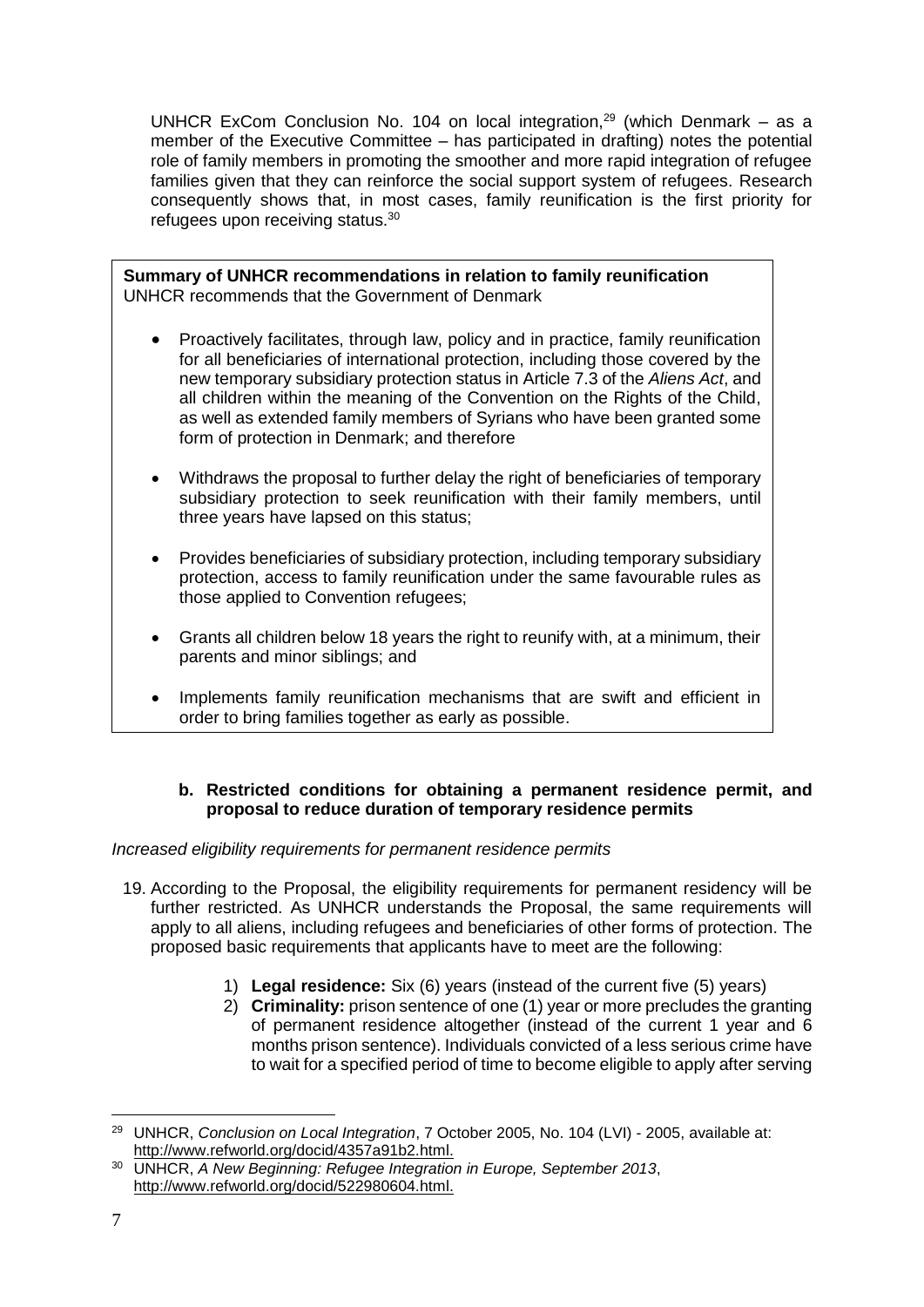UNHCR ExCom Conclusion No. 104 on local integration,[29] (which Denmark – as a member of the Executive Committee – has participated in drafting) notes the potential role of family members in promoting the smoother and more rapid integration of refugee families given that they can reinforce the social support system of refugees. Research consequently shows that, in most cases, family reunification is the first priority for refugees upon receiving status.[30]

**Summary of UNHCR recommendations in relation to family reunification**
UNHCR recommends that the Government of Denmark

- Proactively facilitates, through law, policy and in practice, family reunification for all beneficiaries of international protection, including those covered by the new temporary subsidiary protection status in Article 7.3 of the *Aliens Act*, and all children within the meaning of the Convention on the Rights of the Child, as well as extended family members of Syrians who have been granted some form of protection in Denmark; and therefore
- Withdraws the proposal to further delay the right of beneficiaries of temporary subsidiary protection to seek reunification with their family members, until three years have lapsed on this status;
- Provides beneficiaries of subsidiary protection, including temporary subsidiary protection, access to family reunification under the same favourable rules as those applied to Convention refugees;
- Grants all children below 18 years the right to reunify with, at a minimum, their parents and minor siblings; and
- Implements family reunification mechanisms that are swift and efficient in order to bring families together as early as possible.

### b. Restricted conditions for obtaining a permanent residence permit, and proposal to reduce duration of temporary residence permits

*Increased eligibility requirements for permanent residence permits*

19. According to the Proposal, the eligibility requirements for permanent residency will be further restricted. As UNHCR understands the Proposal, the same requirements will apply to all aliens, including refugees and beneficiaries of other forms of protection. The proposed basic requirements that applicants have to meet are the following:

    1) **Legal residence:** Six (6) years (instead of the current five (5) years)
    2) **Criminality:** prison sentence of one (1) year or more precludes the granting of permanent residence altogether (instead of the current 1 year and 6 months prison sentence). Individuals convicted of a less serious crime have to wait for a specified period of time to become eligible to apply after serving

---

[29] UNHCR, *Conclusion on Local Integration*, 7 October 2005, No. 104 (LVI) - 2005, available at: http://www.refworld.org/docid/4357a91b2.html.

[30] UNHCR, *A New Beginning: Refugee Integration in Europe, September 2013*, http://www.refworld.org/docid/522980604.html.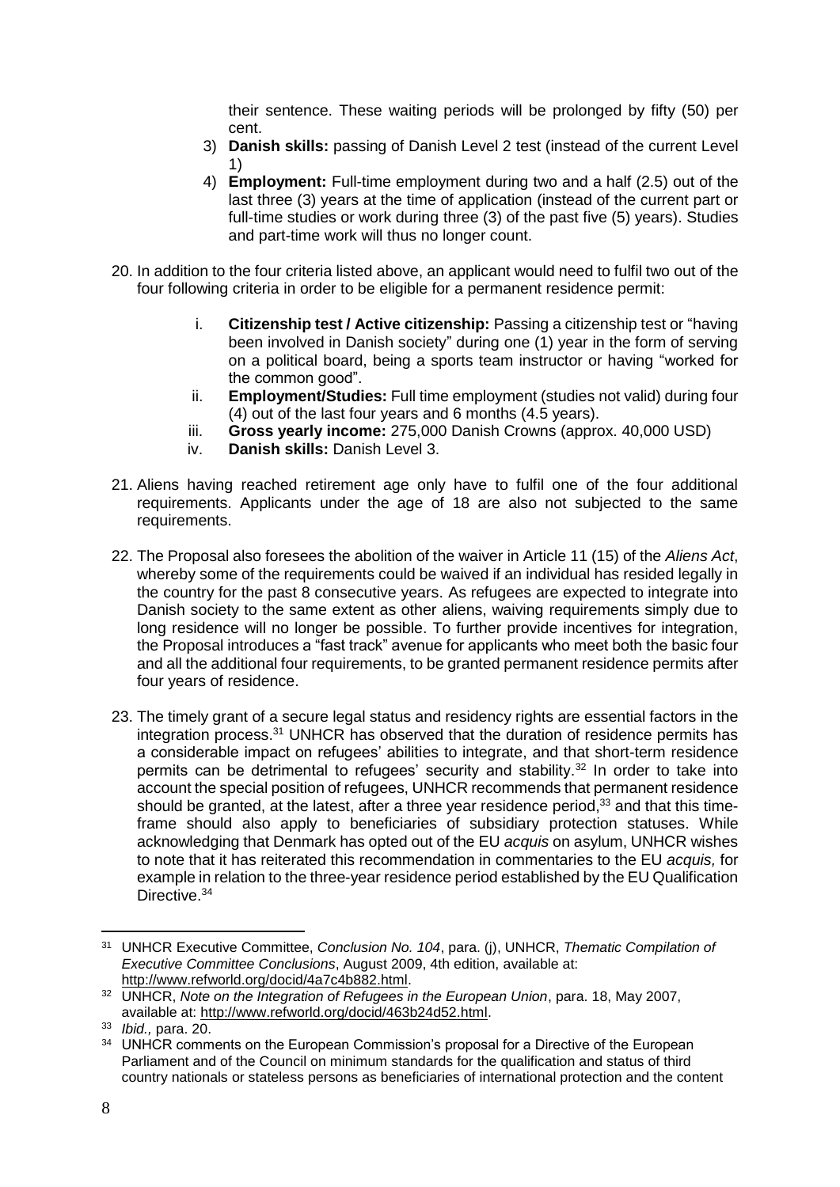their sentence. These waiting periods will be prolonged by fifty (50) per cent.

3) **Danish skills:** passing of Danish Level 2 test (instead of the current Level 1)
4) **Employment:** Full-time employment during two and a half (2.5) out of the last three (3) years at the time of application (instead of the current part or full-time studies or work during three (3) of the past five (5) years). Studies and part-time work will thus no longer count.

20. In addition to the four criteria listed above, an applicant would need to fulfil two out of the four following criteria in order to be eligible for a permanent residence permit:

   i. **Citizenship test / Active citizenship:** Passing a citizenship test or "having been involved in Danish society" during one (1) year in the form of serving on a political board, being a sports team instructor or having "worked for the common good".
   ii. **Employment/Studies:** Full time employment (studies not valid) during four (4) out of the last four years and 6 months (4.5 years).
   iii. **Gross yearly income:** 275,000 Danish Crowns (approx. 40,000 USD)
   iv. **Danish skills:** Danish Level 3.

21. Aliens having reached retirement age only have to fulfil one of the four additional requirements. Applicants under the age of 18 are also not subjected to the same requirements.

22. The Proposal also foresees the abolition of the waiver in Article 11 (15) of the *Aliens Act*, whereby some of the requirements could be waived if an individual has resided legally in the country for the past 8 consecutive years. As refugees are expected to integrate into Danish society to the same extent as other aliens, waiving requirements simply due to long residence will no longer be possible. To further provide incentives for integration, the Proposal introduces a "fast track" avenue for applicants who meet both the basic four and all the additional four requirements, to be granted permanent residence permits after four years of residence.

23. The timely grant of a secure legal status and residency rights are essential factors in the integration process.[31] UNHCR has observed that the duration of residence permits has a considerable impact on refugees' abilities to integrate, and that short-term residence permits can be detrimental to refugees' security and stability.[32] In order to take into account the special position of refugees, UNHCR recommends that permanent residence should be granted, at the latest, after a three year residence period,[33] and that this time-frame should also apply to beneficiaries of subsidiary protection statuses. While acknowledging that Denmark has opted out of the EU *acquis* on asylum, UNHCR wishes to note that it has reiterated this recommendation in commentaries to the EU *acquis,* for example in relation to the three-year residence period established by the EU Qualification Directive.[34]

---

[31] UNHCR Executive Committee, *Conclusion No. 104*, para. (j), UNHCR, *Thematic Compilation of Executive Committee Conclusions*, August 2009, 4th edition, available at: http://www.refworld.org/docid/4a7c4b882.html.

[32] UNHCR, *Note on the Integration of Refugees in the European Union*, para. 18, May 2007, available at: http://www.refworld.org/docid/463b24d52.html.

[33] *Ibid.,* para. 20.

[34] UNHCR comments on the European Commission's proposal for a Directive of the European Parliament and of the Council on minimum standards for the qualification and status of third country nationals or stateless persons as beneficiaries of international protection and the content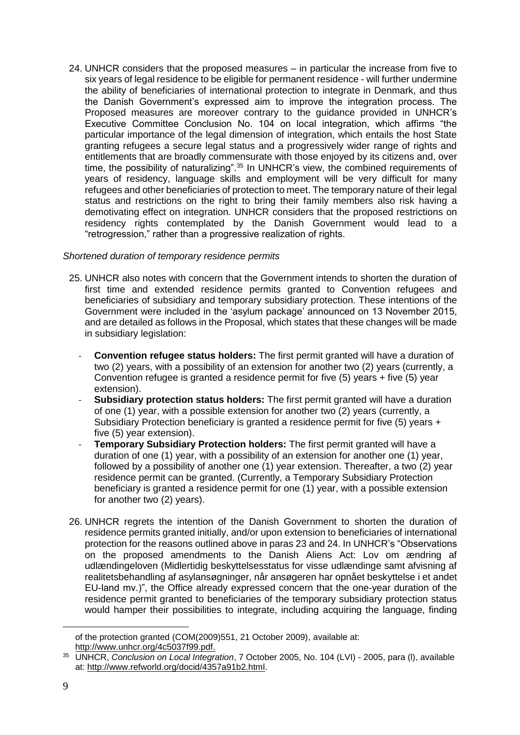24. UNHCR considers that the proposed measures – in particular the increase from five to six years of legal residence to be eligible for permanent residence - will further undermine the ability of beneficiaries of international protection to integrate in Denmark, and thus the Danish Government's expressed aim to improve the integration process. The Proposed measures are moreover contrary to the guidance provided in UNHCR's Executive Committee Conclusion No. 104 on local integration, which affirms "the particular importance of the legal dimension of integration, which entails the host State granting refugees a secure legal status and a progressively wider range of rights and entitlements that are broadly commensurate with those enjoyed by its citizens and, over time, the possibility of naturalizing".[35] In UNHCR's view, the combined requirements of years of residency, language skills and employment will be very difficult for many refugees and other beneficiaries of protection to meet. The temporary nature of their legal status and restrictions on the right to bring their family members also risk having a demotivating effect on integration. UNHCR considers that the proposed restrictions on residency rights contemplated by the Danish Government would lead to a "retrogression," rather than a progressive realization of rights.

*Shortened duration of temporary residence permits*

25. UNHCR also notes with concern that the Government intends to shorten the duration of first time and extended residence permits granted to Convention refugees and beneficiaries of subsidiary and temporary subsidiary protection. These intentions of the Government were included in the 'asylum package' announced on 13 November 2015, and are detailed as follows in the Proposal, which states that these changes will be made in subsidiary legislation:

    - **Convention refugee status holders:** The first permit granted will have a duration of two (2) years, with a possibility of an extension for another two (2) years (currently, a Convention refugee is granted a residence permit for five (5) years + five (5) year extension).
    - **Subsidiary protection status holders:** The first permit granted will have a duration of one (1) year, with a possible extension for another two (2) years (currently, a Subsidiary Protection beneficiary is granted a residence permit for five (5) years + five (5) year extension).
    - **Temporary Subsidiary Protection holders:** The first permit granted will have a duration of one (1) year, with a possibility of an extension for another one (1) year, followed by a possibility of another one (1) year extension. Thereafter, a two (2) year residence permit can be granted. (Currently, a Temporary Subsidiary Protection beneficiary is granted a residence permit for one (1) year, with a possible extension for another two (2) years).

26. UNHCR regrets the intention of the Danish Government to shorten the duration of residence permits granted initially, and/or upon extension to beneficiaries of international protection for the reasons outlined above in paras 23 and 24. In UNHCR's "Observations on the proposed amendments to the Danish Aliens Act: Lov om ændring af udlændingeloven (Midlertidig beskyttelsesstatus for visse udlændinge samt afvisning af realitetsbehandling af asylansøgninger, når ansøgeren har opnået beskyttelse i et andet EU-land mv.)", the Office already expressed concern that the one-year duration of the residence permit granted to beneficiaries of the temporary subsidiary protection status would hamper their possibilities to integrate, including acquiring the language, finding

---

of the protection granted (COM(2009)551, 21 October 2009), available at: http://www.unhcr.org/4c5037f99.pdf.

[35] UNHCR, *Conclusion on Local Integration*, 7 October 2005, No. 104 (LVI) - 2005, para (l), available at: http://www.refworld.org/docid/4357a91b2.html.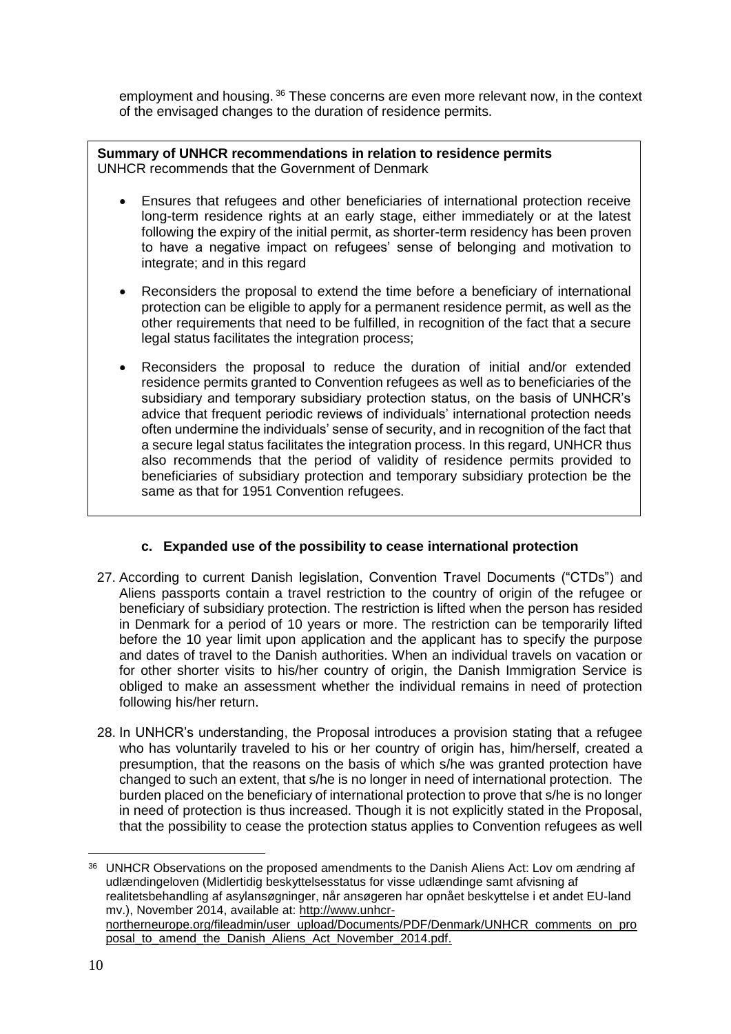employment and housing.[36] These concerns are even more relevant now, in the context of the envisaged changes to the duration of residence permits.

**Summary of UNHCR recommendations in relation to residence permits**
UNHCR recommends that the Government of Denmark

- Ensures that refugees and other beneficiaries of international protection receive long-term residence rights at an early stage, either immediately or at the latest following the expiry of the initial permit, as shorter-term residency has been proven to have a negative impact on refugees' sense of belonging and motivation to integrate; and in this regard
- Reconsiders the proposal to extend the time before a beneficiary of international protection can be eligible to apply for a permanent residence permit, as well as the other requirements that need to be fulfilled, in recognition of the fact that a secure legal status facilitates the integration process;
- Reconsiders the proposal to reduce the duration of initial and/or extended residence permits granted to Convention refugees as well as to beneficiaries of the subsidiary and temporary subsidiary protection status, on the basis of UNHCR's advice that frequent periodic reviews of individuals' international protection needs often undermine the individuals' sense of security, and in recognition of the fact that a secure legal status facilitates the integration process. In this regard, UNHCR thus also recommends that the period of validity of residence permits provided to beneficiaries of subsidiary protection and temporary subsidiary protection be the same as that for 1951 Convention refugees.

#### c. Expanded use of the possibility to cease international protection

27. According to current Danish legislation, Convention Travel Documents ("CTDs") and Aliens passports contain a travel restriction to the country of origin of the refugee or beneficiary of subsidiary protection. The restriction is lifted when the person has resided in Denmark for a period of 10 years or more. The restriction can be temporarily lifted before the 10 year limit upon application and the applicant has to specify the purpose and dates of travel to the Danish authorities. When an individual travels on vacation or for other shorter visits to his/her country of origin, the Danish Immigration Service is obliged to make an assessment whether the individual remains in need of protection following his/her return.

28. In UNHCR's understanding, the Proposal introduces a provision stating that a refugee who has voluntarily traveled to his or her country of origin has, him/herself, created a presumption, that the reasons on the basis of which s/he was granted protection have changed to such an extent, that s/he is no longer in need of international protection. The burden placed on the beneficiary of international protection to prove that s/he is no longer in need of protection is thus increased. Though it is not explicitly stated in the Proposal, that the possibility to cease the protection status applies to Convention refugees as well

---

[36] UNHCR Observations on the proposed amendments to the Danish Aliens Act: Lov om ændring af udlændingeloven (Midlertidig beskyttelsesstatus for visse udlændinge samt afvisning af realitetsbehandling af asylansøgninger, når ansøgeren har opnået beskyttelse i et andet EU-land mv.), November 2014, available at: http://www.unhcr-northerneurope.org/fileadmin/user_upload/Documents/PDF/Denmark/UNHCR_comments_on_proposal_to_amend_the_Danish_Aliens_Act_November_2014.pdf.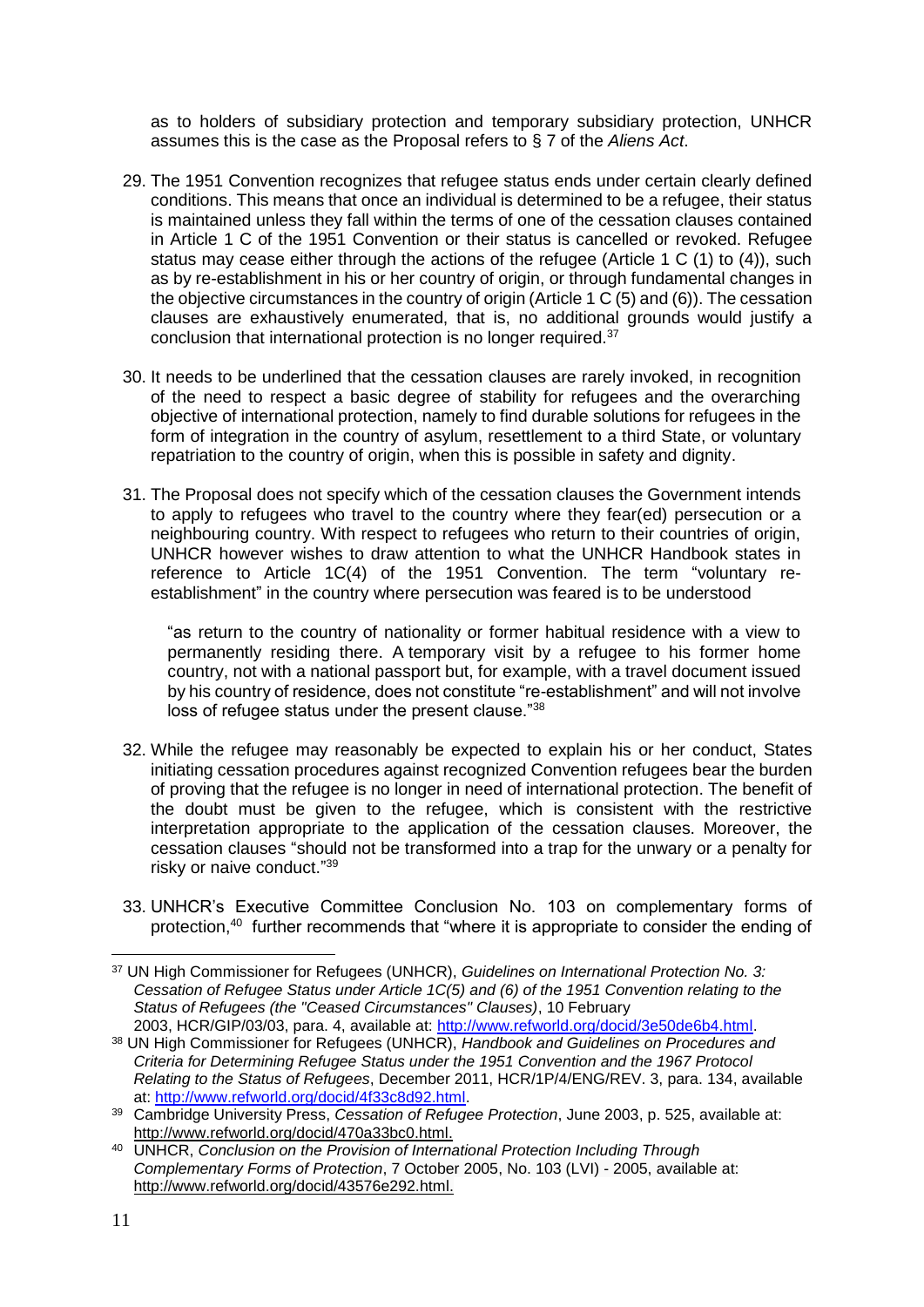as to holders of subsidiary protection and temporary subsidiary protection, UNHCR assumes this is the case as the Proposal refers to § 7 of the *Aliens Act*.

29. The 1951 Convention recognizes that refugee status ends under certain clearly defined conditions. This means that once an individual is determined to be a refugee, their status is maintained unless they fall within the terms of one of the cessation clauses contained in Article 1 C of the 1951 Convention or their status is cancelled or revoked. Refugee status may cease either through the actions of the refugee (Article 1 C (1) to (4)), such as by re-establishment in his or her country of origin, or through fundamental changes in the objective circumstances in the country of origin (Article 1 C (5) and (6)). The cessation clauses are exhaustively enumerated, that is, no additional grounds would justify a conclusion that international protection is no longer required.[37]

30. It needs to be underlined that the cessation clauses are rarely invoked, in recognition of the need to respect a basic degree of stability for refugees and the overarching objective of international protection, namely to find durable solutions for refugees in the form of integration in the country of asylum, resettlement to a third State, or voluntary repatriation to the country of origin, when this is possible in safety and dignity.

31. The Proposal does not specify which of the cessation clauses the Government intends to apply to refugees who travel to the country where they fear(ed) persecution or a neighbouring country. With respect to refugees who return to their countries of origin, UNHCR however wishes to draw attention to what the UNHCR Handbook states in reference to Article 1C(4) of the 1951 Convention. The term "voluntary re-establishment" in the country where persecution was feared is to be understood

   "as return to the country of nationality or former habitual residence with a view to permanently residing there. A temporary visit by a refugee to his former home country, not with a national passport but, for example, with a travel document issued by his country of residence, does not constitute "re-establishment" and will not involve loss of refugee status under the present clause."[38]

32. While the refugee may reasonably be expected to explain his or her conduct, States initiating cessation procedures against recognized Convention refugees bear the burden of proving that the refugee is no longer in need of international protection. The benefit of the doubt must be given to the refugee, which is consistent with the restrictive interpretation appropriate to the application of the cessation clauses. Moreover, the cessation clauses "should not be transformed into a trap for the unwary or a penalty for risky or naive conduct."[39]

33. UNHCR's Executive Committee Conclusion No. 103 on complementary forms of protection,[40] further recommends that "where it is appropriate to consider the ending of

---

[37] UN High Commissioner for Refugees (UNHCR), *Guidelines on International Protection No. 3: Cessation of Refugee Status under Article 1C(5) and (6) of the 1951 Convention relating to the Status of Refugees (the "Ceased Circumstances" Clauses)*, 10 February 2003, HCR/GIP/03/03, para. 4, available at: http://www.refworld.org/docid/3e50de6b4.html.

[38] UN High Commissioner for Refugees (UNHCR), *Handbook and Guidelines on Procedures and Criteria for Determining Refugee Status under the 1951 Convention and the 1967 Protocol Relating to the Status of Refugees*, December 2011, HCR/1P/4/ENG/REV. 3, para. 134, available at: http://www.refworld.org/docid/4f33c8d92.html.

[39] Cambridge University Press, *Cessation of Refugee Protection*, June 2003, p. 525, available at: http://www.refworld.org/docid/470a33bc0.html.

[40] UNHCR, *Conclusion on the Provision of International Protection Including Through Complementary Forms of Protection*, 7 October 2005, No. 103 (LVI) - 2005, available at: http://www.refworld.org/docid/43576e292.html.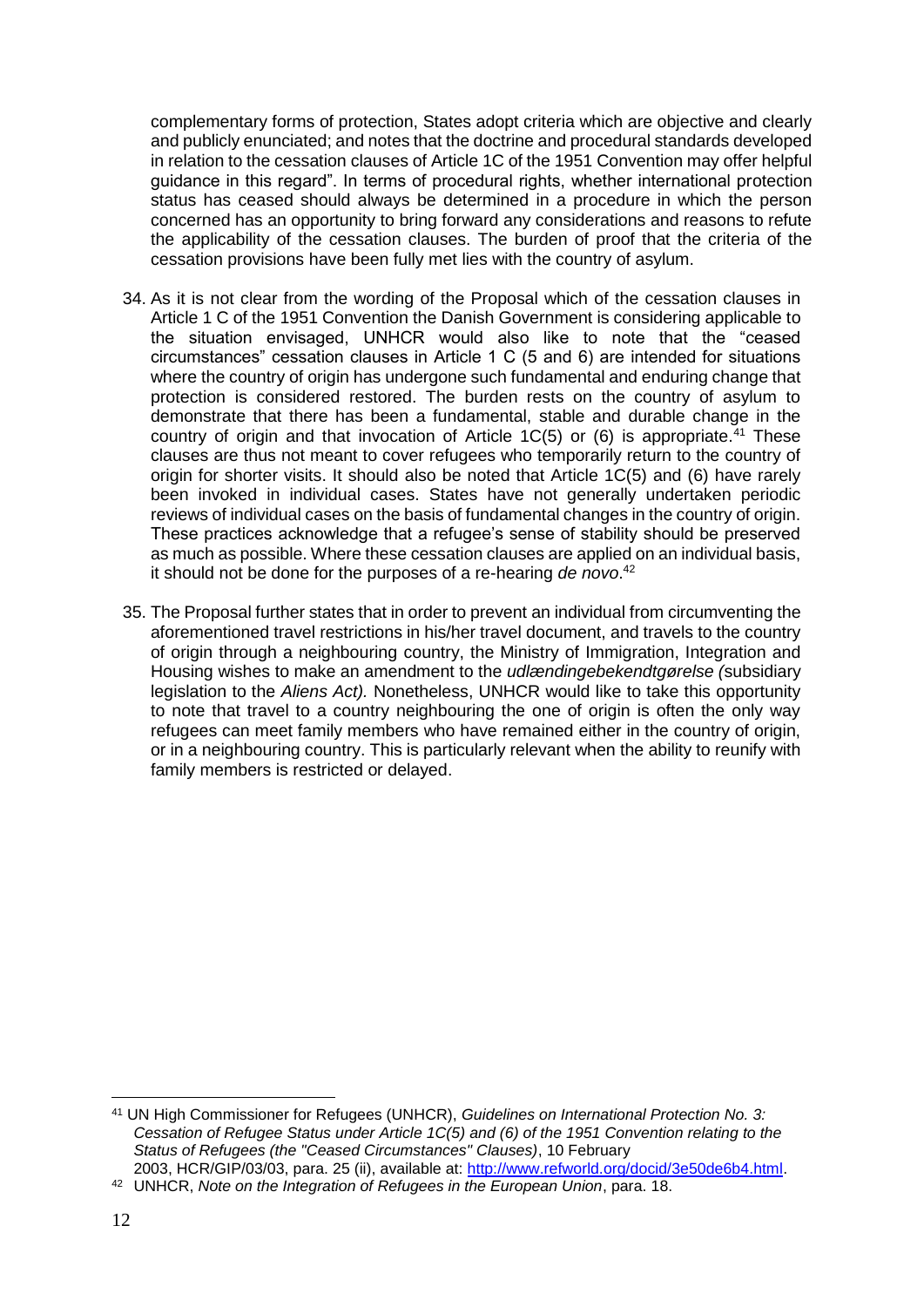complementary forms of protection, States adopt criteria which are objective and clearly and publicly enunciated; and notes that the doctrine and procedural standards developed in relation to the cessation clauses of Article 1C of the 1951 Convention may offer helpful guidance in this regard". In terms of procedural rights, whether international protection status has ceased should always be determined in a procedure in which the person concerned has an opportunity to bring forward any considerations and reasons to refute the applicability of the cessation clauses. The burden of proof that the criteria of the cessation provisions have been fully met lies with the country of asylum.

34. As it is not clear from the wording of the Proposal which of the cessation clauses in Article 1 C of the 1951 Convention the Danish Government is considering applicable to the situation envisaged, UNHCR would also like to note that the "ceased circumstances" cessation clauses in Article 1 C (5 and 6) are intended for situations where the country of origin has undergone such fundamental and enduring change that protection is considered restored. The burden rests on the country of asylum to demonstrate that there has been a fundamental, stable and durable change in the country of origin and that invocation of Article 1C(5) or (6) is appropriate.[41] These clauses are thus not meant to cover refugees who temporarily return to the country of origin for shorter visits. It should also be noted that Article 1C(5) and (6) have rarely been invoked in individual cases. States have not generally undertaken periodic reviews of individual cases on the basis of fundamental changes in the country of origin. These practices acknowledge that a refugee's sense of stability should be preserved as much as possible. Where these cessation clauses are applied on an individual basis, it should not be done for the purposes of a re-hearing *de novo*.[42]

35. The Proposal further states that in order to prevent an individual from circumventing the aforementioned travel restrictions in his/her travel document, and travels to the country of origin through a neighbouring country, the Ministry of Immigration, Integration and Housing wishes to make an amendment to the *udlændingebekendtgørelse (*subsidiary legislation to the *Aliens Act).* Nonetheless, UNHCR would like to take this opportunity to note that travel to a country neighbouring the one of origin is often the only way refugees can meet family members who have remained either in the country of origin, or in a neighbouring country. This is particularly relevant when the ability to reunify with family members is restricted or delayed.

---

[41] UN High Commissioner for Refugees (UNHCR), *Guidelines on International Protection No. 3: Cessation of Refugee Status under Article 1C(5) and (6) of the 1951 Convention relating to the Status of Refugees (the "Ceased Circumstances" Clauses)*, 10 February 2003, HCR/GIP/03/03, para. 25 (ii), available at: http://www.refworld.org/docid/3e50de6b4.html.

[42] UNHCR, *Note on the Integration of Refugees in the European Union*, para. 18.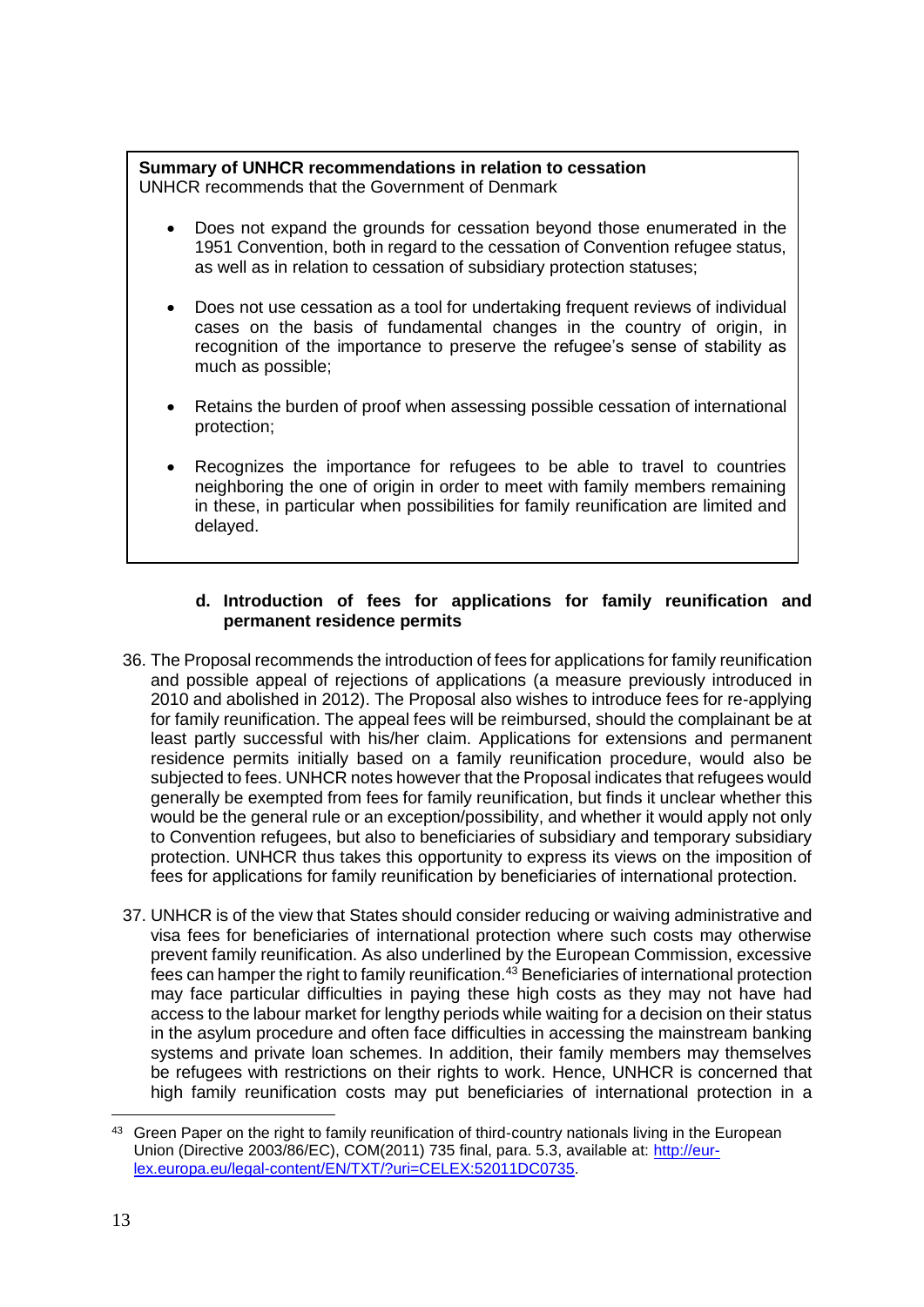**Summary of UNHCR recommendations in relation to cessation**
UNHCR recommends that the Government of Denmark

- Does not expand the grounds for cessation beyond those enumerated in the 1951 Convention, both in regard to the cessation of Convention refugee status, as well as in relation to cessation of subsidiary protection statuses;
- Does not use cessation as a tool for undertaking frequent reviews of individual cases on the basis of fundamental changes in the country of origin, in recognition of the importance to preserve the refugee's sense of stability as much as possible;
- Retains the burden of proof when assessing possible cessation of international protection;
- Recognizes the importance for refugees to be able to travel to countries neighboring the one of origin in order to meet with family members remaining in these, in particular when possibilities for family reunification are limited and delayed.

### d. Introduction of fees for applications for family reunification and permanent residence permits

36. The Proposal recommends the introduction of fees for applications for family reunification and possible appeal of rejections of applications (a measure previously introduced in 2010 and abolished in 2012). The Proposal also wishes to introduce fees for re-applying for family reunification. The appeal fees will be reimbursed, should the complainant be at least partly successful with his/her claim. Applications for extensions and permanent residence permits initially based on a family reunification procedure, would also be subjected to fees. UNHCR notes however that the Proposal indicates that refugees would generally be exempted from fees for family reunification, but finds it unclear whether this would be the general rule or an exception/possibility, and whether it would apply not only to Convention refugees, but also to beneficiaries of subsidiary and temporary subsidiary protection. UNHCR thus takes this opportunity to express its views on the imposition of fees for applications for family reunification by beneficiaries of international protection.

37. UNHCR is of the view that States should consider reducing or waiving administrative and visa fees for beneficiaries of international protection where such costs may otherwise prevent family reunification. As also underlined by the European Commission, excessive fees can hamper the right to family reunification.[43] Beneficiaries of international protection may face particular difficulties in paying these high costs as they may not have had access to the labour market for lengthy periods while waiting for a decision on their status in the asylum procedure and often face difficulties in accessing the mainstream banking systems and private loan schemes. In addition, their family members may themselves be refugees with restrictions on their rights to work. Hence, UNHCR is concerned that high family reunification costs may put beneficiaries of international protection in a

---

[43] Green Paper on the right to family reunification of third-country nationals living in the European Union (Directive 2003/86/EC), COM(2011) 735 final, para. 5.3, available at: http://eur-lex.europa.eu/legal-content/EN/TXT/?uri=CELEX:52011DC0735.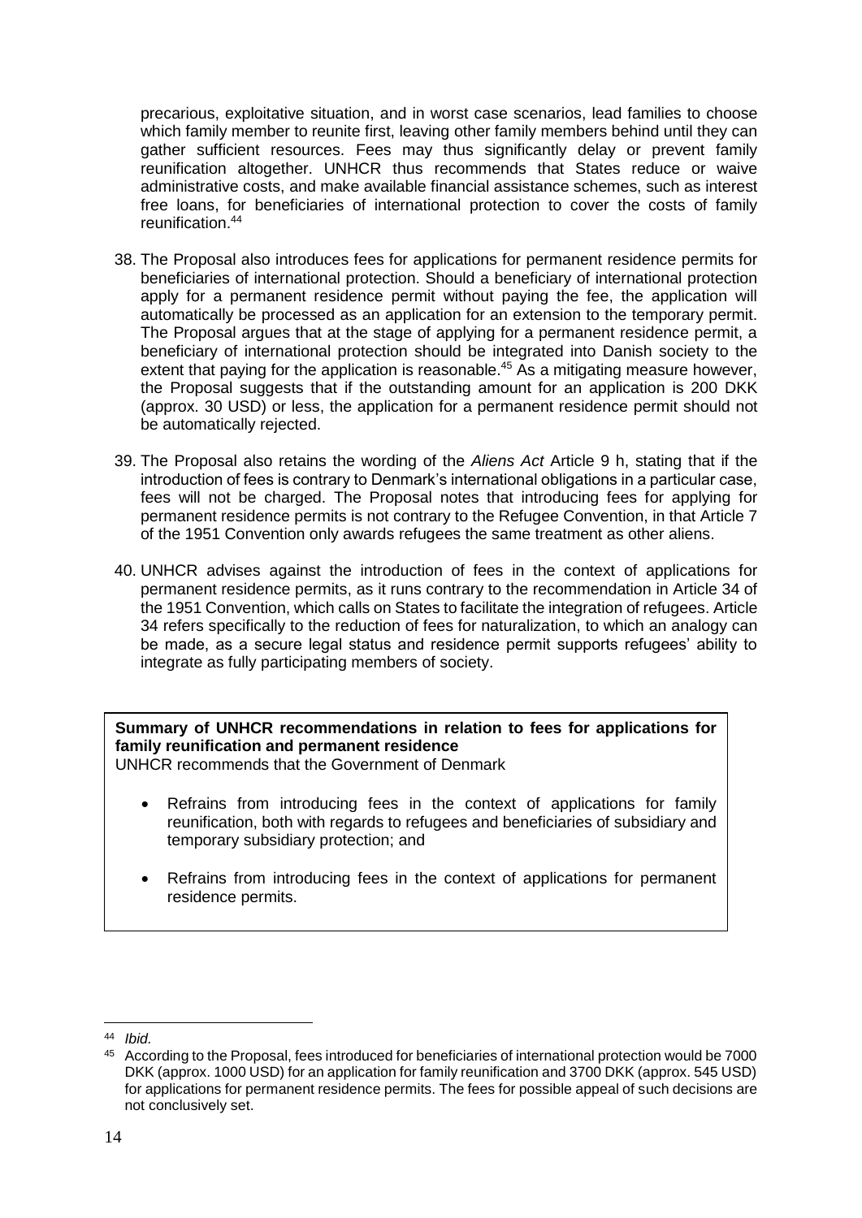precarious, exploitative situation, and in worst case scenarios, lead families to choose which family member to reunite first, leaving other family members behind until they can gather sufficient resources. Fees may thus significantly delay or prevent family reunification altogether. UNHCR thus recommends that States reduce or waive administrative costs, and make available financial assistance schemes, such as interest free loans, for beneficiaries of international protection to cover the costs of family reunification.[44]

38. The Proposal also introduces fees for applications for permanent residence permits for beneficiaries of international protection. Should a beneficiary of international protection apply for a permanent residence permit without paying the fee, the application will automatically be processed as an application for an extension to the temporary permit. The Proposal argues that at the stage of applying for a permanent residence permit, a beneficiary of international protection should be integrated into Danish society to the extent that paying for the application is reasonable.[45] As a mitigating measure however, the Proposal suggests that if the outstanding amount for an application is 200 DKK (approx. 30 USD) or less, the application for a permanent residence permit should not be automatically rejected.

39. The Proposal also retains the wording of the *Aliens Act* Article 9 h, stating that if the introduction of fees is contrary to Denmark's international obligations in a particular case, fees will not be charged. The Proposal notes that introducing fees for applying for permanent residence permits is not contrary to the Refugee Convention, in that Article 7 of the 1951 Convention only awards refugees the same treatment as other aliens.

40. UNHCR advises against the introduction of fees in the context of applications for permanent residence permits, as it runs contrary to the recommendation in Article 34 of the 1951 Convention, which calls on States to facilitate the integration of refugees. Article 34 refers specifically to the reduction of fees for naturalization, to which an analogy can be made, as a secure legal status and residence permit supports refugees' ability to integrate as fully participating members of society.

**Summary of UNHCR recommendations in relation to fees for applications for family reunification and permanent residence**

UNHCR recommends that the Government of Denmark

- Refrains from introducing fees in the context of applications for family reunification, both with regards to refugees and beneficiaries of subsidiary and temporary subsidiary protection; and
- Refrains from introducing fees in the context of applications for permanent residence permits.

---

[44] *Ibid.*

[45] According to the Proposal, fees introduced for beneficiaries of international protection would be 7000 DKK (approx. 1000 USD) for an application for family reunification and 3700 DKK (approx. 545 USD) for applications for permanent residence permits. The fees for possible appeal of such decisions are not conclusively set.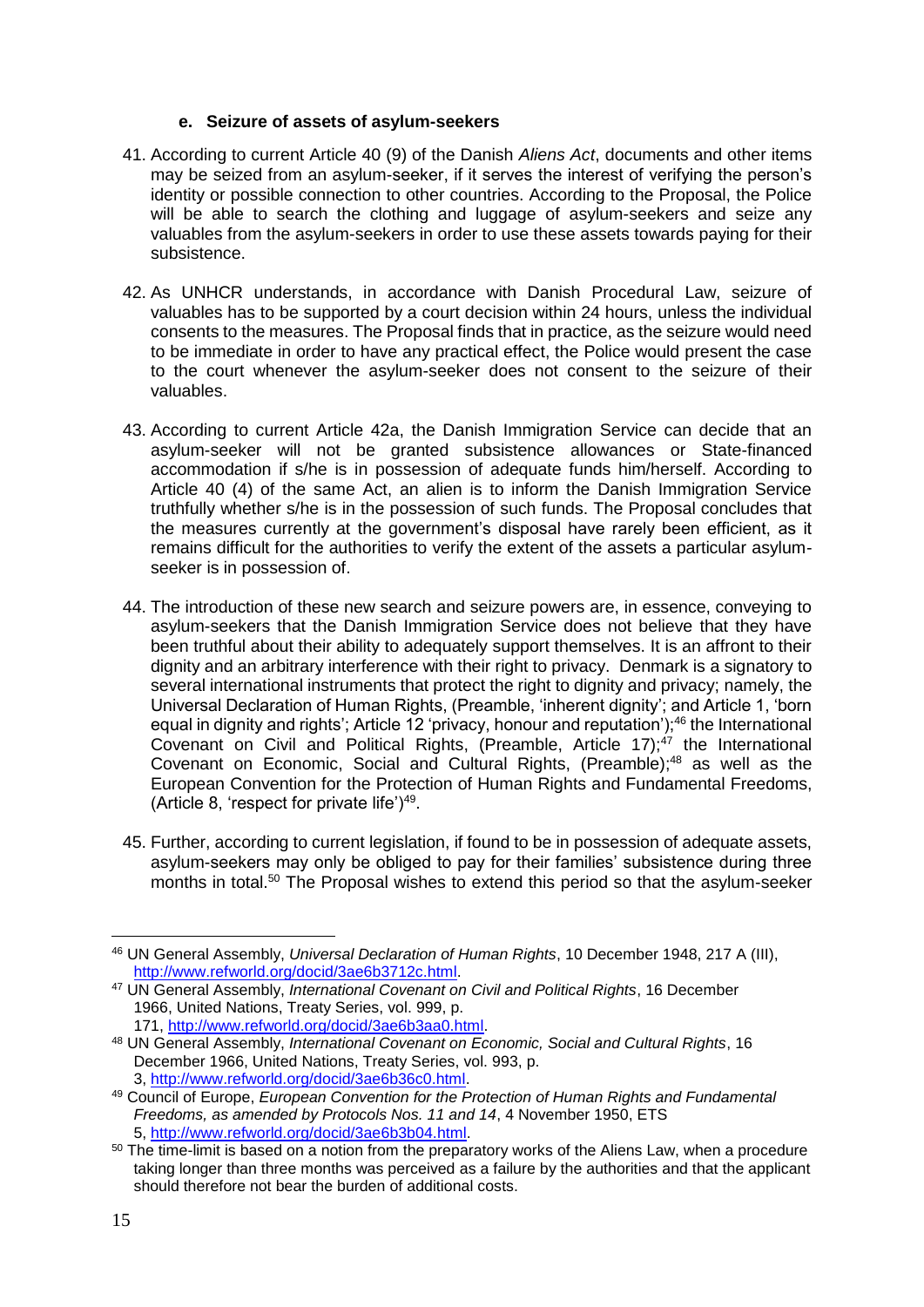#### e. Seizure of assets of asylum-seekers

41. According to current Article 40 (9) of the Danish *Aliens Act*, documents and other items may be seized from an asylum-seeker, if it serves the interest of verifying the person's identity or possible connection to other countries. According to the Proposal, the Police will be able to search the clothing and luggage of asylum-seekers and seize any valuables from the asylum-seekers in order to use these assets towards paying for their subsistence.

42. As UNHCR understands, in accordance with Danish Procedural Law, seizure of valuables has to be supported by a court decision within 24 hours, unless the individual consents to the measures. The Proposal finds that in practice, as the seizure would need to be immediate in order to have any practical effect, the Police would present the case to the court whenever the asylum-seeker does not consent to the seizure of their valuables.

43. According to current Article 42a, the Danish Immigration Service can decide that an asylum-seeker will not be granted subsistence allowances or State-financed accommodation if s/he is in possession of adequate funds him/herself. According to Article 40 (4) of the same Act, an alien is to inform the Danish Immigration Service truthfully whether s/he is in the possession of such funds. The Proposal concludes that the measures currently at the government's disposal have rarely been efficient, as it remains difficult for the authorities to verify the extent of the assets a particular asylum-seeker is in possession of.

44. The introduction of these new search and seizure powers are, in essence, conveying to asylum-seekers that the Danish Immigration Service does not believe that they have been truthful about their ability to adequately support themselves. It is an affront to their dignity and an arbitrary interference with their right to privacy. Denmark is a signatory to several international instruments that protect the right to dignity and privacy; namely, the Universal Declaration of Human Rights, (Preamble, 'inherent dignity'; and Article 1, 'born equal in dignity and rights'; Article 12 'privacy, honour and reputation');[46] the International Covenant on Civil and Political Rights, (Preamble, Article 17);[47] the International Covenant on Economic, Social and Cultural Rights, (Preamble);[48] as well as the European Convention for the Protection of Human Rights and Fundamental Freedoms, (Article 8, 'respect for private life')[49].

45. Further, according to current legislation, if found to be in possession of adequate assets, asylum-seekers may only be obliged to pay for their families' subsistence during three months in total.[50] The Proposal wishes to extend this period so that the asylum-seeker

---

[46] UN General Assembly, *Universal Declaration of Human Rights*, 10 December 1948, 217 A (III), http://www.refworld.org/docid/3ae6b3712c.html.

[47] UN General Assembly, *International Covenant on Civil and Political Rights*, 16 December 1966, United Nations, Treaty Series, vol. 999, p. 171, http://www.refworld.org/docid/3ae6b3aa0.html.

[48] UN General Assembly, *International Covenant on Economic, Social and Cultural Rights*, 16 December 1966, United Nations, Treaty Series, vol. 993, p. 3, http://www.refworld.org/docid/3ae6b36c0.html.

[49] Council of Europe, *European Convention for the Protection of Human Rights and Fundamental Freedoms, as amended by Protocols Nos. 11 and 14*, 4 November 1950, ETS 5, http://www.refworld.org/docid/3ae6b3b04.html.

[50] The time-limit is based on a notion from the preparatory works of the Aliens Law, when a procedure taking longer than three months was perceived as a failure by the authorities and that the applicant should therefore not bear the burden of additional costs.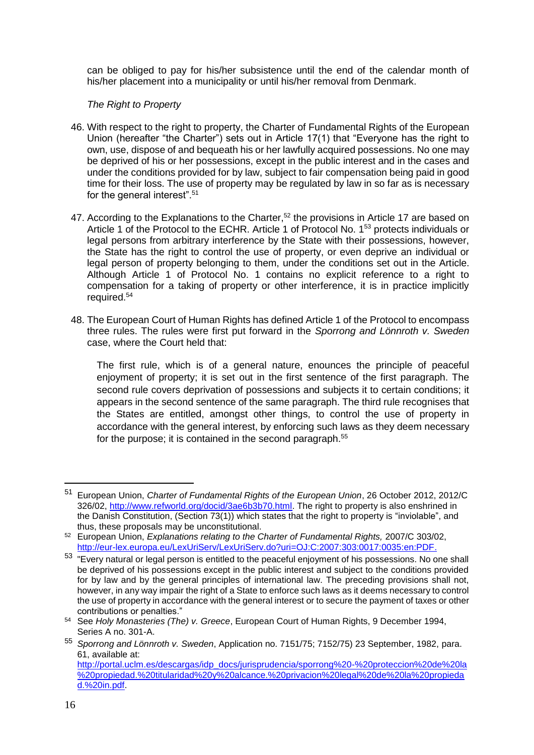can be obliged to pay for his/her subsistence until the end of the calendar month of his/her placement into a municipality or until his/her removal from Denmark.

*The Right to Property*

46. With respect to the right to property, the Charter of Fundamental Rights of the European Union (hereafter "the Charter") sets out in Article 17(1) that "Everyone has the right to own, use, dispose of and bequeath his or her lawfully acquired possessions. No one may be deprived of his or her possessions, except in the public interest and in the cases and under the conditions provided for by law, subject to fair compensation being paid in good time for their loss. The use of property may be regulated by law in so far as is necessary for the general interest".[51]

47. According to the Explanations to the Charter,[52] the provisions in Article 17 are based on Article 1 of the Protocol to the ECHR. Article 1 of Protocol No. 1[53] protects individuals or legal persons from arbitrary interference by the State with their possessions, however, the State has the right to control the use of property, or even deprive an individual or legal person of property belonging to them, under the conditions set out in the Article. Although Article 1 of Protocol No. 1 contains no explicit reference to a right to compensation for a taking of property or other interference, it is in practice implicitly required.[54]

48. The European Court of Human Rights has defined Article 1 of the Protocol to encompass three rules. The rules were first put forward in the *Sporrong and Lönnroth v. Sweden* case, where the Court held that:

> The first rule, which is of a general nature, enounces the principle of peaceful enjoyment of property; it is set out in the first sentence of the first paragraph. The second rule covers deprivation of possessions and subjects it to certain conditions; it appears in the second sentence of the same paragraph. The third rule recognises that the States are entitled, amongst other things, to control the use of property in accordance with the general interest, by enforcing such laws as they deem necessary for the purpose; it is contained in the second paragraph.[55]

---

[51] European Union, *Charter of Fundamental Rights of the European Union*, 26 October 2012, 2012/C 326/02, http://www.refworld.org/docid/3ae6b3b70.html. The right to property is also enshrined in the Danish Constitution, (Section 73(1)) which states that the right to property is "inviolable", and thus, these proposals may be unconstitutional.

[52] European Union, *Explanations relating to the Charter of Fundamental Rights,* 2007/C 303/02, http://eur-lex.europa.eu/LexUriServ/LexUriServ.do?uri=OJ:C:2007:303:0017:0035:en:PDF.

[53] "Every natural or legal person is entitled to the peaceful enjoyment of his possessions. No one shall be deprived of his possessions except in the public interest and subject to the conditions provided for by law and by the general principles of international law. The preceding provisions shall not, however, in any way impair the right of a State to enforce such laws as it deems necessary to control the use of property in accordance with the general interest or to secure the payment of taxes or other contributions or penalties."

[54] See *Holy Monasteries (The) v. Greece*, European Court of Human Rights, 9 December 1994, Series A no. 301-A.

[55] *Sporrong and Lönnroth v. Sweden*, Application no. 7151/75; 7152/75) 23 September, 1982, para. 61, available at: http://portal.uclm.es/descargas/idp_docs/jurisprudencia/sporrong%20-%20proteccion%20de%20la%20propiedad.%20titularidad%20y%20alcance.%20privacion%20legal%20de%20la%20propiedad.%20in.pdf.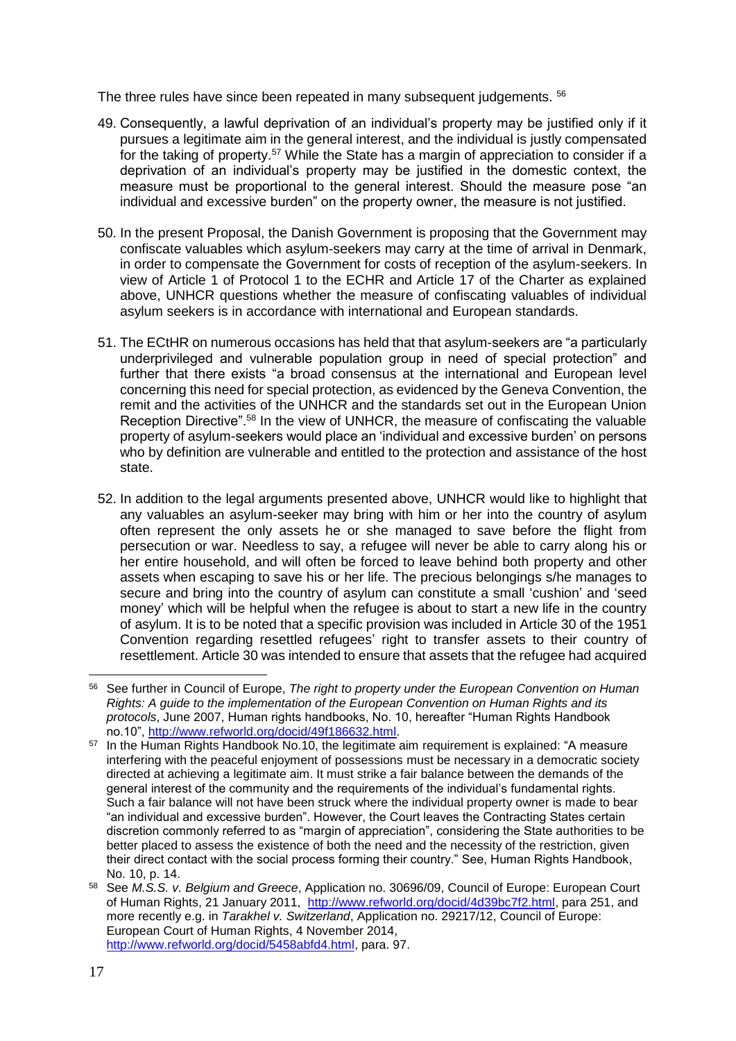The three rules have since been repeated in many subsequent judgements. [56]

49. Consequently, a lawful deprivation of an individual's property may be justified only if it pursues a legitimate aim in the general interest, and the individual is justly compensated for the taking of property.[57] While the State has a margin of appreciation to consider if a deprivation of an individual's property may be justified in the domestic context, the measure must be proportional to the general interest. Should the measure pose "an individual and excessive burden" on the property owner, the measure is not justified.

50. In the present Proposal, the Danish Government is proposing that the Government may confiscate valuables which asylum-seekers may carry at the time of arrival in Denmark, in order to compensate the Government for costs of reception of the asylum-seekers. In view of Article 1 of Protocol 1 to the ECHR and Article 17 of the Charter as explained above, UNHCR questions whether the measure of confiscating valuables of individual asylum seekers is in accordance with international and European standards.

51. The ECtHR on numerous occasions has held that that asylum-seekers are "a particularly underprivileged and vulnerable population group in need of special protection" and further that there exists "a broad consensus at the international and European level concerning this need for special protection, as evidenced by the Geneva Convention, the remit and the activities of the UNHCR and the standards set out in the European Union Reception Directive".[58] In the view of UNHCR, the measure of confiscating the valuable property of asylum-seekers would place an 'individual and excessive burden' on persons who by definition are vulnerable and entitled to the protection and assistance of the host state.

52. In addition to the legal arguments presented above, UNHCR would like to highlight that any valuables an asylum-seeker may bring with him or her into the country of asylum often represent the only assets he or she managed to save before the flight from persecution or war. Needless to say, a refugee will never be able to carry along his or her entire household, and will often be forced to leave behind both property and other assets when escaping to save his or her life. The precious belongings s/he manages to secure and bring into the country of asylum can constitute a small 'cushion' and 'seed money' which will be helpful when the refugee is about to start a new life in the country of asylum. It is to be noted that a specific provision was included in Article 30 of the 1951 Convention regarding resettled refugees' right to transfer assets to their country of resettlement. Article 30 was intended to ensure that assets that the refugee had acquired

---

[56] See further in Council of Europe, *The right to property under the European Convention on Human Rights: A guide to the implementation of the European Convention on Human Rights and its protocols*, June 2007, Human rights handbooks, No. 10, hereafter "Human Rights Handbook no.10", http://www.refworld.org/docid/49f186632.html.

[57] In the Human Rights Handbook No.10, the legitimate aim requirement is explained: "A measure interfering with the peaceful enjoyment of possessions must be necessary in a democratic society directed at achieving a legitimate aim. It must strike a fair balance between the demands of the general interest of the community and the requirements of the individual's fundamental rights. Such a fair balance will not have been struck where the individual property owner is made to bear "an individual and excessive burden". However, the Court leaves the Contracting States certain discretion commonly referred to as "margin of appreciation", considering the State authorities to be better placed to assess the existence of both the need and the necessity of the restriction, given their direct contact with the social process forming their country." See, Human Rights Handbook, No. 10, p. 14.

[58] See *M.S.S. v. Belgium and Greece*, Application no. 30696/09, Council of Europe: European Court of Human Rights, 21 January 2011, http://www.refworld.org/docid/4d39bc7f2.html, para 251, and more recently e.g. in *Tarakhel v. Switzerland*, Application no. 29217/12, Council of Europe: European Court of Human Rights, 4 November 2014, http://www.refworld.org/docid/5458abfd4.html, para. 97.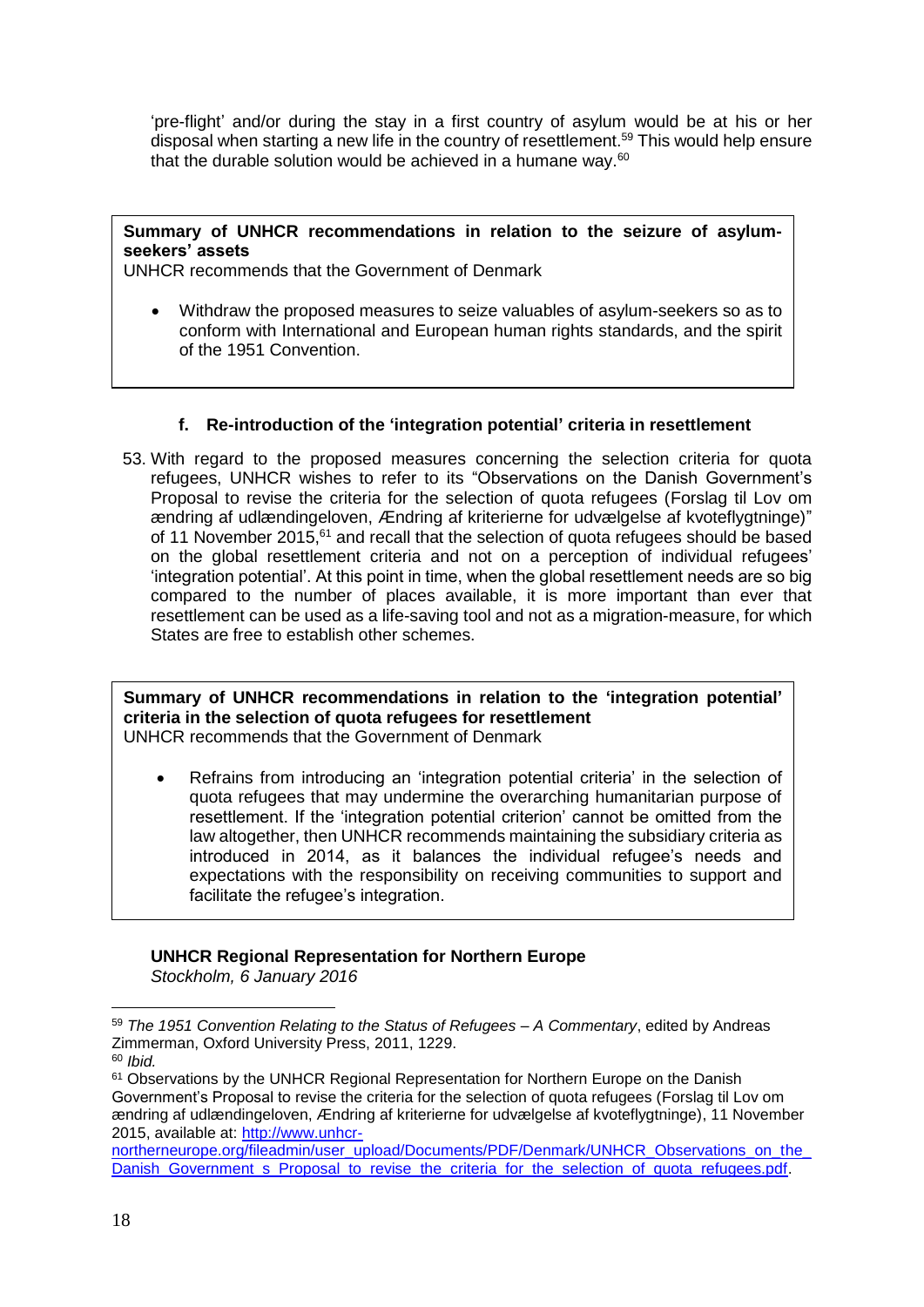'pre-flight' and/or during the stay in a first country of asylum would be at his or her disposal when starting a new life in the country of resettlement.[59] This would help ensure that the durable solution would be achieved in a humane way.[60]

**Summary of UNHCR recommendations in relation to the seizure of asylum-seekers' assets**
UNHCR recommends that the Government of Denmark

- Withdraw the proposed measures to seize valuables of asylum-seekers so as to conform with International and European human rights standards, and the spirit of the 1951 Convention.

### f. Re-introduction of the 'integration potential' criteria in resettlement

53. With regard to the proposed measures concerning the selection criteria for quota refugees, UNHCR wishes to refer to its "Observations on the Danish Government's Proposal to revise the criteria for the selection of quota refugees (Forslag til Lov om ændring af udlændingeloven, Ændring af kriterierne for udvælgelse af kvoteflygtninge)" of 11 November 2015,[61] and recall that the selection of quota refugees should be based on the global resettlement criteria and not on a perception of individual refugees' 'integration potential'. At this point in time, when the global resettlement needs are so big compared to the number of places available, it is more important than ever that resettlement can be used as a life-saving tool and not as a migration-measure, for which States are free to establish other schemes.

**Summary of UNHCR recommendations in relation to the 'integration potential' criteria in the selection of quota refugees for resettlement**
UNHCR recommends that the Government of Denmark

- Refrains from introducing an 'integration potential criteria' in the selection of quota refugees that may undermine the overarching humanitarian purpose of resettlement. If the 'integration potential criterion' cannot be omitted from the law altogether, then UNHCR recommends maintaining the subsidiary criteria as introduced in 2014, as it balances the individual refugee's needs and expectations with the responsibility on receiving communities to support and facilitate the refugee's integration.

**UNHCR Regional Representation for Northern Europe**
*Stockholm, 6 January 2016*

---

[59] *The 1951 Convention Relating to the Status of Refugees – A Commentary*, edited by Andreas Zimmerman, Oxford University Press, 2011, 1229.

[60] *Ibid.*

[61] Observations by the UNHCR Regional Representation for Northern Europe on the Danish Government's Proposal to revise the criteria for the selection of quota refugees (Forslag til Lov om ændring af udlændingeloven, Ændring af kriterierne for udvælgelse af kvoteflygtninge), 11 November 2015, available at: http://www.unhcr-northerneurope.org/fileadmin/user_upload/Documents/PDF/Denmark/UNHCR_Observations_on_the_Danish_Government_s_Proposal_to_revise_the_criteria_for_the_selection_of_quota_refugees.pdf.